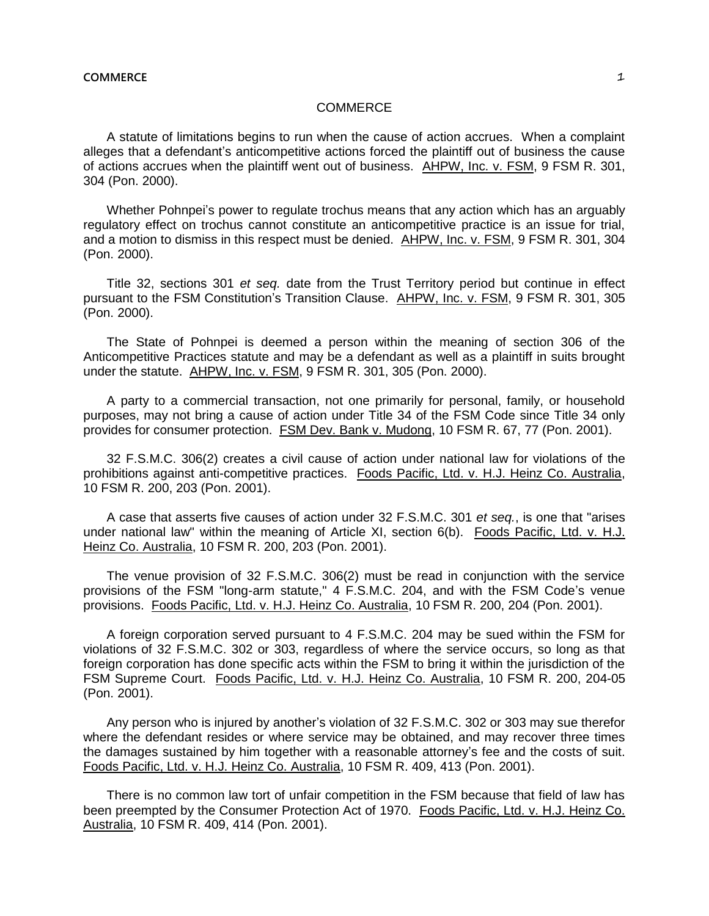# COMMERCE

A statute of limitations begins to run when the cause of action accrues. When a complaint alleges that a defendant's anticompetitive actions forced the plaintiff out of business the cause of actions accrues when the plaintiff went out of business. AHPW, Inc. v. FSM, 9 FSM R. 301, 304 (Pon. 2000).

Whether Pohnpei's power to regulate trochus means that any action which has an arguably regulatory effect on trochus cannot constitute an anticompetitive practice is an issue for trial, and a motion to dismiss in this respect must be denied. AHPW, Inc. v. FSM, 9 FSM R. 301, 304 (Pon. 2000).

Title 32, sections 301 *et seq.* date from the Trust Territory period but continue in effect pursuant to the FSM Constitution's Transition Clause. AHPW, Inc. v. FSM, 9 FSM R. 301, 305 (Pon. 2000).

The State of Pohnpei is deemed a person within the meaning of section 306 of the Anticompetitive Practices statute and may be a defendant as well as a plaintiff in suits brought under the statute. AHPW, Inc. v. FSM, 9 FSM R. 301, 305 (Pon. 2000).

A party to a commercial transaction, not one primarily for personal, family, or household purposes, may not bring a cause of action under Title 34 of the FSM Code since Title 34 only provides for consumer protection. FSM Dev. Bank v. Mudong, 10 FSM R. 67, 77 (Pon. 2001).

32 F.S.M.C. 306(2) creates a civil cause of action under national law for violations of the prohibitions against anti-competitive practices. Foods Pacific, Ltd. v. H.J. Heinz Co. Australia, 10 FSM R. 200, 203 (Pon. 2001).

A case that asserts five causes of action under 32 F.S.M.C. 301 *et seq.*, is one that "arises under national law" within the meaning of Article XI, section 6(b). Foods Pacific, Ltd. v. H.J. Heinz Co. Australia, 10 FSM R. 200, 203 (Pon. 2001).

The venue provision of 32 F.S.M.C. 306(2) must be read in conjunction with the service provisions of the FSM "long-arm statute," 4 F.S.M.C. 204, and with the FSM Code's venue provisions. Foods Pacific, Ltd. v. H.J. Heinz Co. Australia, 10 FSM R. 200, 204 (Pon. 2001).

A foreign corporation served pursuant to 4 F.S.M.C. 204 may be sued within the FSM for violations of 32 F.S.M.C. 302 or 303, regardless of where the service occurs, so long as that foreign corporation has done specific acts within the FSM to bring it within the jurisdiction of the FSM Supreme Court. Foods Pacific, Ltd. v. H.J. Heinz Co. Australia, 10 FSM R. 200, 204-05 (Pon. 2001).

Any person who is injured by another's violation of 32 F.S.M.C. 302 or 303 may sue therefor where the defendant resides or where service may be obtained, and may recover three times the damages sustained by him together with a reasonable attorney's fee and the costs of suit. Foods Pacific, Ltd. v. H.J. Heinz Co. Australia, 10 FSM R. 409, 413 (Pon. 2001).

There is no common law tort of unfair competition in the FSM because that field of law has been preempted by the Consumer Protection Act of 1970. Foods Pacific, Ltd. v. H.J. Heinz Co. Australia, 10 FSM R. 409, 414 (Pon. 2001).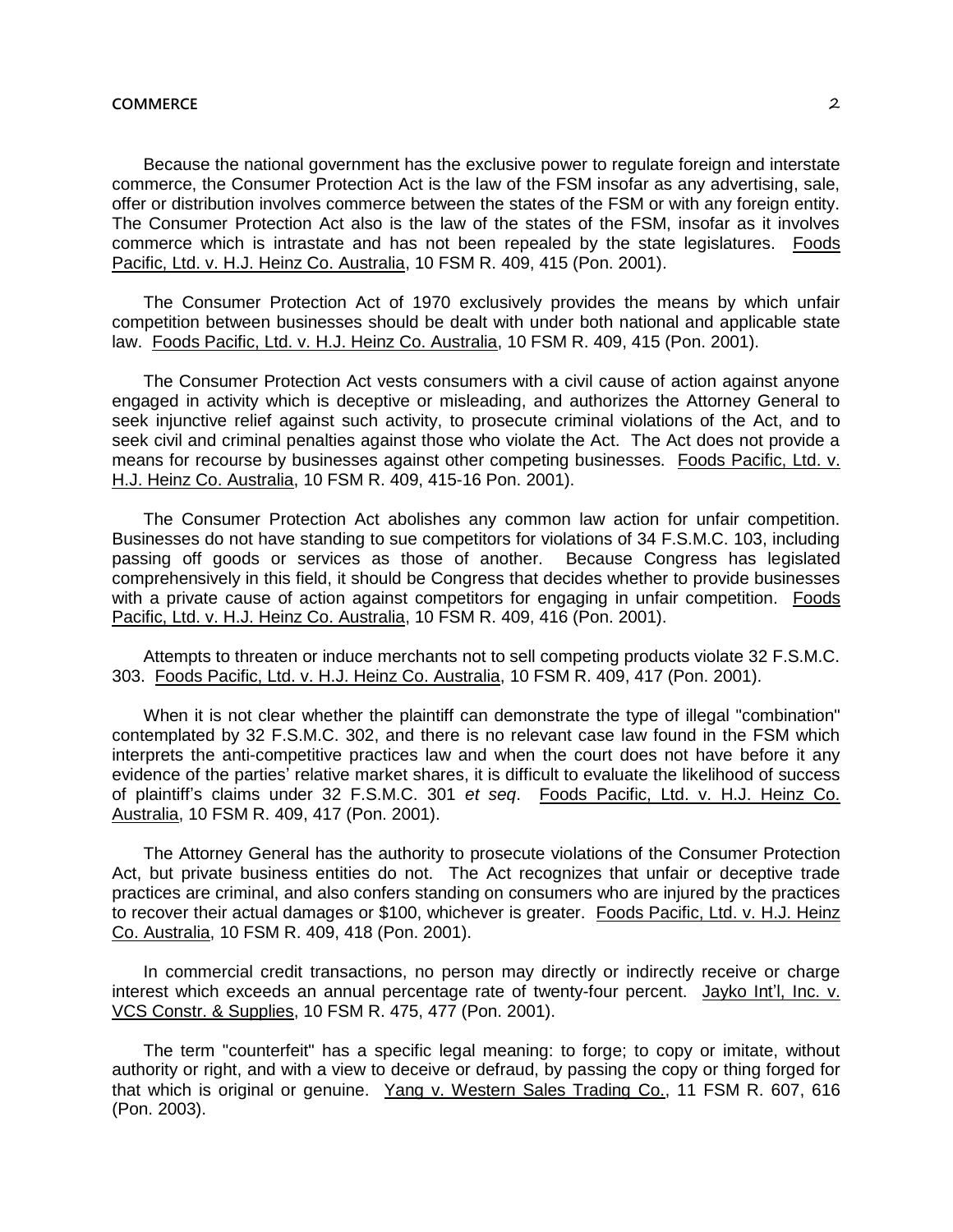Because the national government has the exclusive power to regulate foreign and interstate commerce, the Consumer Protection Act is the law of the FSM insofar as any advertising, sale, offer or distribution involves commerce between the states of the FSM or with any foreign entity. The Consumer Protection Act also is the law of the states of the FSM, insofar as it involves commerce which is intrastate and has not been repealed by the state legislatures. Foods Pacific, Ltd. v. H.J. Heinz Co. Australia, 10 FSM R. 409, 415 (Pon. 2001).

The Consumer Protection Act of 1970 exclusively provides the means by which unfair competition between businesses should be dealt with under both national and applicable state law. Foods Pacific, Ltd. v. H.J. Heinz Co. Australia, 10 FSM R. 409, 415 (Pon. 2001).

The Consumer Protection Act vests consumers with a civil cause of action against anyone engaged in activity which is deceptive or misleading, and authorizes the Attorney General to seek injunctive relief against such activity, to prosecute criminal violations of the Act, and to seek civil and criminal penalties against those who violate the Act. The Act does not provide a means for recourse by businesses against other competing businesses. Foods Pacific, Ltd. v. H.J. Heinz Co. Australia, 10 FSM R. 409, 415-16 Pon. 2001).

The Consumer Protection Act abolishes any common law action for unfair competition. Businesses do not have standing to sue competitors for violations of 34 F.S.M.C. 103, including passing off goods or services as those of another. Because Congress has legislated comprehensively in this field, it should be Congress that decides whether to provide businesses with a private cause of action against competitors for engaging in unfair competition. Foods Pacific, Ltd. v. H.J. Heinz Co. Australia, 10 FSM R. 409, 416 (Pon. 2001).

Attempts to threaten or induce merchants not to sell competing products violate 32 F.S.M.C. 303. Foods Pacific, Ltd. v. H.J. Heinz Co. Australia, 10 FSM R. 409, 417 (Pon. 2001).

When it is not clear whether the plaintiff can demonstrate the type of illegal "combination" contemplated by 32 F.S.M.C. 302, and there is no relevant case law found in the FSM which interprets the anti-competitive practices law and when the court does not have before it any evidence of the parties' relative market shares, it is difficult to evaluate the likelihood of success of plaintiff's claims under 32 F.S.M.C. 301 *et seq*. Foods Pacific, Ltd. v. H.J. Heinz Co. Australia, 10 FSM R. 409, 417 (Pon. 2001).

The Attorney General has the authority to prosecute violations of the Consumer Protection Act, but private business entities do not. The Act recognizes that unfair or deceptive trade practices are criminal, and also confers standing on consumers who are injured by the practices to recover their actual damages or $100, whichever is greater. Foods Pacific, Ltd. v. H.J. Heinz Co. Australia, 10 FSM R. 409, 418 (Pon. 2001).

In commercial credit transactions, no person may directly or indirectly receive or charge interest which exceeds an annual percentage rate of twenty-four percent. Jayko Int'l, Inc. v. VCS Constr. & Supplies, 10 FSM R. 475, 477 (Pon. 2001).

The term "counterfeit" has a specific legal meaning: to forge; to copy or imitate, without authority or right, and with a view to deceive or defraud, by passing the copy or thing forged for that which is original or genuine. Yang v. Western Sales Trading Co., 11 FSM R. 607, 616 (Pon. 2003).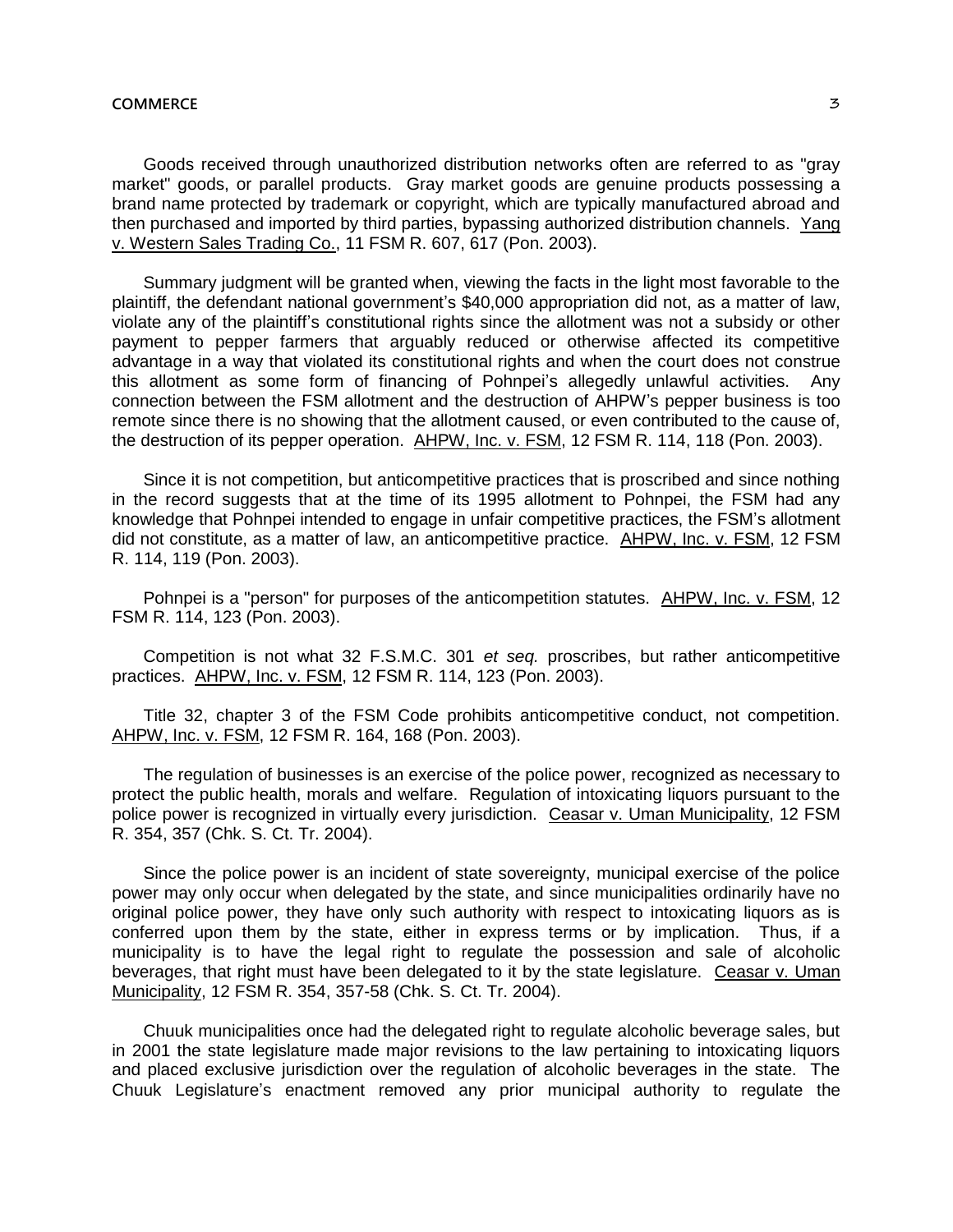Goods received through unauthorized distribution networks often are referred to as "gray market" goods, or parallel products. Gray market goods are genuine products possessing a brand name protected by trademark or copyright, which are typically manufactured abroad and then purchased and imported by third parties, bypassing authorized distribution channels. Yang v. Western Sales Trading Co., 11 FSM R. 607, 617 (Pon. 2003).

Summary judgment will be granted when, viewing the facts in the light most favorable to the plaintiff, the defendant national government's $40,000 appropriation did not, as a matter of law, violate any of the plaintiff's constitutional rights since the allotment was not a subsidy or other payment to pepper farmers that arguably reduced or otherwise affected its competitive advantage in a way that violated its constitutional rights and when the court does not construe this allotment as some form of financing of Pohnpei's allegedly unlawful activities. Any connection between the FSM allotment and the destruction of AHPW's pepper business is too remote since there is no showing that the allotment caused, or even contributed to the cause of, the destruction of its pepper operation. AHPW, Inc. v. FSM, 12 FSM R. 114, 118 (Pon. 2003).

Since it is not competition, but anticompetitive practices that is proscribed and since nothing in the record suggests that at the time of its 1995 allotment to Pohnpei, the FSM had any knowledge that Pohnpei intended to engage in unfair competitive practices, the FSM's allotment did not constitute, as a matter of law, an anticompetitive practice. AHPW, Inc. v. FSM, 12 FSM R. 114, 119 (Pon. 2003).

Pohnpei is a "person" for purposes of the anticompetition statutes. AHPW, Inc. v. FSM, 12 FSM R. 114, 123 (Pon. 2003).

Competition is not what 32 F.S.M.C. 301 *et seq.* proscribes, but rather anticompetitive practices. AHPW, Inc. v. FSM, 12 FSM R. 114, 123 (Pon. 2003).

Title 32, chapter 3 of the FSM Code prohibits anticompetitive conduct, not competition. AHPW, Inc. v. FSM, 12 FSM R. 164, 168 (Pon. 2003).

The regulation of businesses is an exercise of the police power, recognized as necessary to protect the public health, morals and welfare. Regulation of intoxicating liquors pursuant to the police power is recognized in virtually every jurisdiction. Ceasar v. Uman Municipality, 12 FSM R. 354, 357 (Chk. S. Ct. Tr. 2004).

Since the police power is an incident of state sovereignty, municipal exercise of the police power may only occur when delegated by the state, and since municipalities ordinarily have no original police power, they have only such authority with respect to intoxicating liquors as is conferred upon them by the state, either in express terms or by implication. Thus, if a municipality is to have the legal right to regulate the possession and sale of alcoholic beverages, that right must have been delegated to it by the state legislature. Ceasar v. Uman Municipality, 12 FSM R. 354, 357-58 (Chk. S. Ct. Tr. 2004).

Chuuk municipalities once had the delegated right to regulate alcoholic beverage sales, but in 2001 the state legislature made major revisions to the law pertaining to intoxicating liquors and placed exclusive jurisdiction over the regulation of alcoholic beverages in the state. The Chuuk Legislature's enactment removed any prior municipal authority to regulate the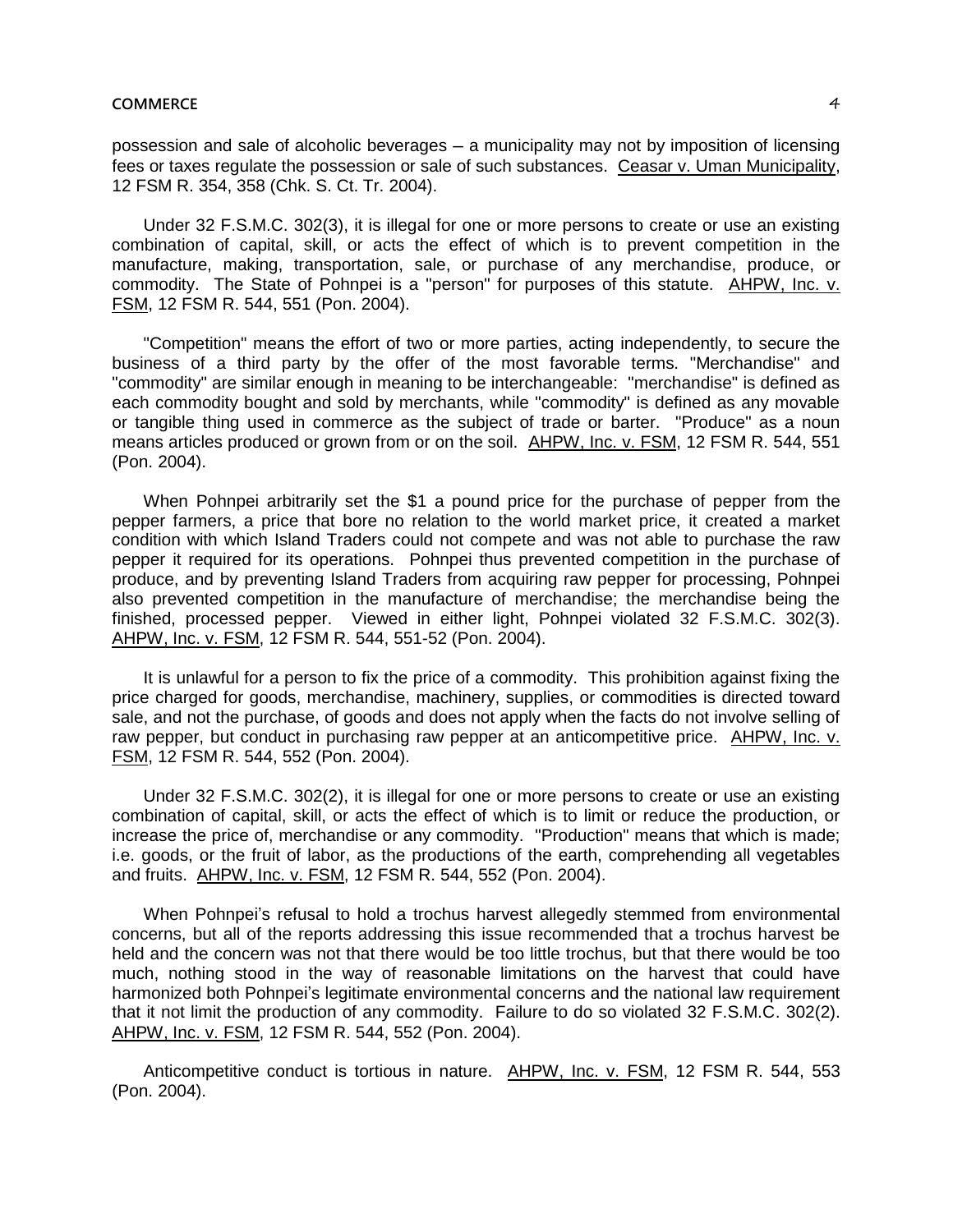possession and sale of alcoholic beverages – a municipality may not by imposition of licensing fees or taxes regulate the possession or sale of such substances. Ceasar v. Uman Municipality, 12 FSM R. 354, 358 (Chk. S. Ct. Tr. 2004).

Under 32 F.S.M.C. 302(3), it is illegal for one or more persons to create or use an existing combination of capital, skill, or acts the effect of which is to prevent competition in the manufacture, making, transportation, sale, or purchase of any merchandise, produce, or commodity. The State of Pohnpei is a "person" for purposes of this statute. AHPW, Inc. v. FSM, 12 FSM R. 544, 551 (Pon. 2004).

"Competition" means the effort of two or more parties, acting independently, to secure the business of a third party by the offer of the most favorable terms. "Merchandise" and "commodity" are similar enough in meaning to be interchangeable: "merchandise" is defined as each commodity bought and sold by merchants, while "commodity" is defined as any movable or tangible thing used in commerce as the subject of trade or barter. "Produce" as a noun means articles produced or grown from or on the soil. AHPW, Inc. v. FSM, 12 FSM R. 544, 551 (Pon. 2004).

When Pohnpei arbitrarily set the $1 a pound price for the purchase of pepper from the pepper farmers, a price that bore no relation to the world market price, it created a market condition with which Island Traders could not compete and was not able to purchase the raw pepper it required for its operations. Pohnpei thus prevented competition in the purchase of produce, and by preventing Island Traders from acquiring raw pepper for processing, Pohnpei also prevented competition in the manufacture of merchandise; the merchandise being the finished, processed pepper. Viewed in either light, Pohnpei violated 32 F.S.M.C. 302(3). AHPW, Inc. v. FSM, 12 FSM R. 544, 551-52 (Pon. 2004).

It is unlawful for a person to fix the price of a commodity. This prohibition against fixing the price charged for goods, merchandise, machinery, supplies, or commodities is directed toward sale, and not the purchase, of goods and does not apply when the facts do not involve selling of raw pepper, but conduct in purchasing raw pepper at an anticompetitive price. AHPW, Inc. v. FSM, 12 FSM R. 544, 552 (Pon. 2004).

Under 32 F.S.M.C. 302(2), it is illegal for one or more persons to create or use an existing combination of capital, skill, or acts the effect of which is to limit or reduce the production, or increase the price of, merchandise or any commodity. "Production" means that which is made; i.e. goods, or the fruit of labor, as the productions of the earth, comprehending all vegetables and fruits. AHPW, Inc. v. FSM, 12 FSM R. 544, 552 (Pon. 2004).

When Pohnpei's refusal to hold a trochus harvest allegedly stemmed from environmental concerns, but all of the reports addressing this issue recommended that a trochus harvest be held and the concern was not that there would be too little trochus, but that there would be too much, nothing stood in the way of reasonable limitations on the harvest that could have harmonized both Pohnpei's legitimate environmental concerns and the national law requirement that it not limit the production of any commodity. Failure to do so violated 32 F.S.M.C. 302(2). AHPW, Inc. v. FSM, 12 FSM R. 544, 552 (Pon. 2004).

Anticompetitive conduct is tortious in nature. AHPW, Inc. v. FSM, 12 FSM R. 544, 553 (Pon. 2004).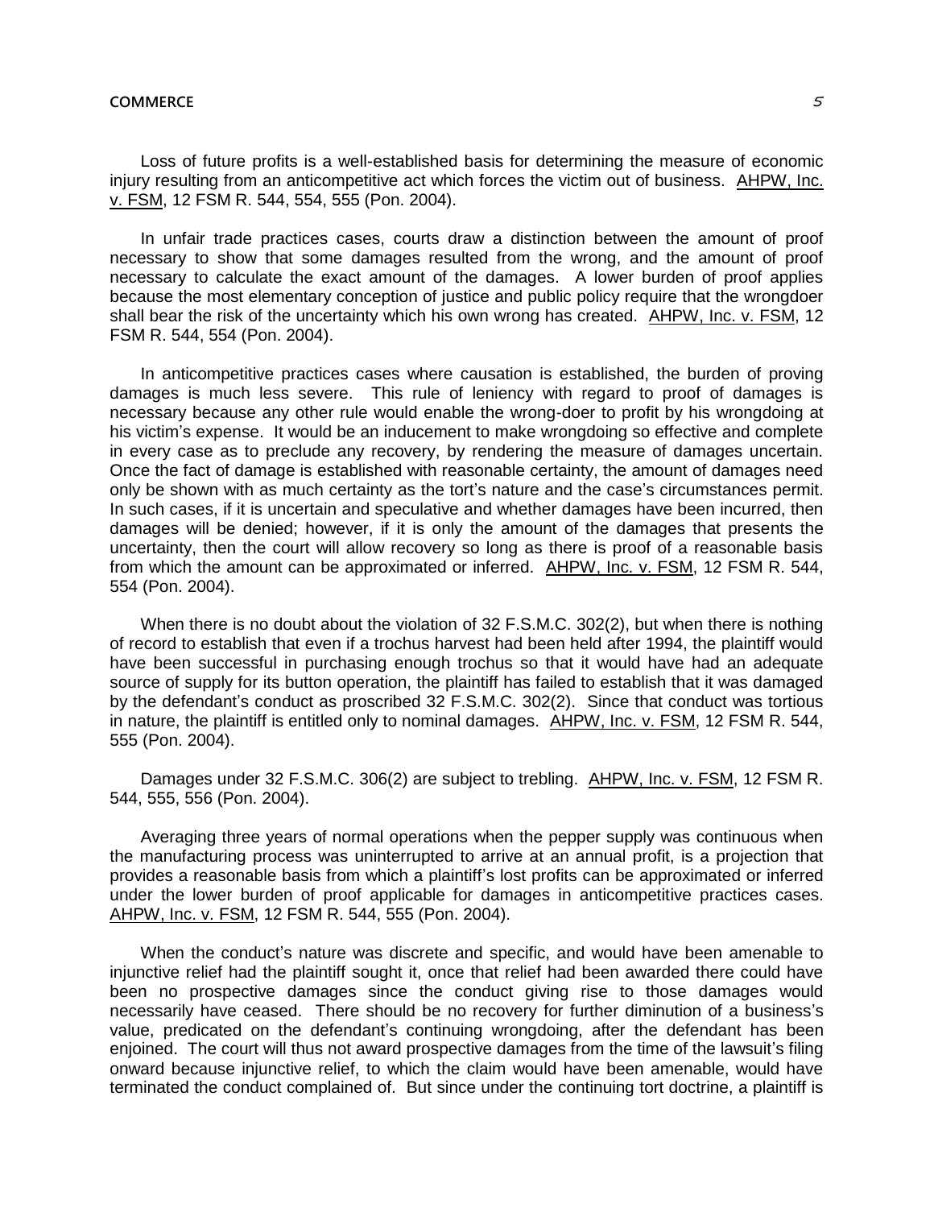Loss of future profits is a well-established basis for determining the measure of economic injury resulting from an anticompetitive act which forces the victim out of business. AHPW, Inc. v. FSM, 12 FSM R. 544, 554, 555 (Pon. 2004).

In unfair trade practices cases, courts draw a distinction between the amount of proof necessary to show that some damages resulted from the wrong, and the amount of proof necessary to calculate the exact amount of the damages. A lower burden of proof applies because the most elementary conception of justice and public policy require that the wrongdoer shall bear the risk of the uncertainty which his own wrong has created. AHPW, Inc. v. FSM, 12 FSM R. 544, 554 (Pon. 2004).

In anticompetitive practices cases where causation is established, the burden of proving damages is much less severe. This rule of leniency with regard to proof of damages is necessary because any other rule would enable the wrong-doer to profit by his wrongdoing at his victim's expense. It would be an inducement to make wrongdoing so effective and complete in every case as to preclude any recovery, by rendering the measure of damages uncertain. Once the fact of damage is established with reasonable certainty, the amount of damages need only be shown with as much certainty as the tort's nature and the case's circumstances permit. In such cases, if it is uncertain and speculative and whether damages have been incurred, then damages will be denied; however, if it is only the amount of the damages that presents the uncertainty, then the court will allow recovery so long as there is proof of a reasonable basis from which the amount can be approximated or inferred. AHPW, Inc. v. FSM, 12 FSM R. 544, 554 (Pon. 2004).

When there is no doubt about the violation of 32 F.S.M.C. 302(2), but when there is nothing of record to establish that even if a trochus harvest had been held after 1994, the plaintiff would have been successful in purchasing enough trochus so that it would have had an adequate source of supply for its button operation, the plaintiff has failed to establish that it was damaged by the defendant's conduct as proscribed 32 F.S.M.C. 302(2). Since that conduct was tortious in nature, the plaintiff is entitled only to nominal damages. AHPW, Inc. v. FSM, 12 FSM R. 544, 555 (Pon. 2004).

Damages under 32 F.S.M.C. 306(2) are subject to trebling. AHPW, Inc. v. FSM, 12 FSM R. 544, 555, 556 (Pon. 2004).

Averaging three years of normal operations when the pepper supply was continuous when the manufacturing process was uninterrupted to arrive at an annual profit, is a projection that provides a reasonable basis from which a plaintiff's lost profits can be approximated or inferred under the lower burden of proof applicable for damages in anticompetitive practices cases. AHPW, Inc. v. FSM, 12 FSM R. 544, 555 (Pon. 2004).

When the conduct's nature was discrete and specific, and would have been amenable to injunctive relief had the plaintiff sought it, once that relief had been awarded there could have been no prospective damages since the conduct giving rise to those damages would necessarily have ceased. There should be no recovery for further diminution of a business's value, predicated on the defendant's continuing wrongdoing, after the defendant has been enjoined. The court will thus not award prospective damages from the time of the lawsuit's filing onward because injunctive relief, to which the claim would have been amenable, would have terminated the conduct complained of. But since under the continuing tort doctrine, a plaintiff is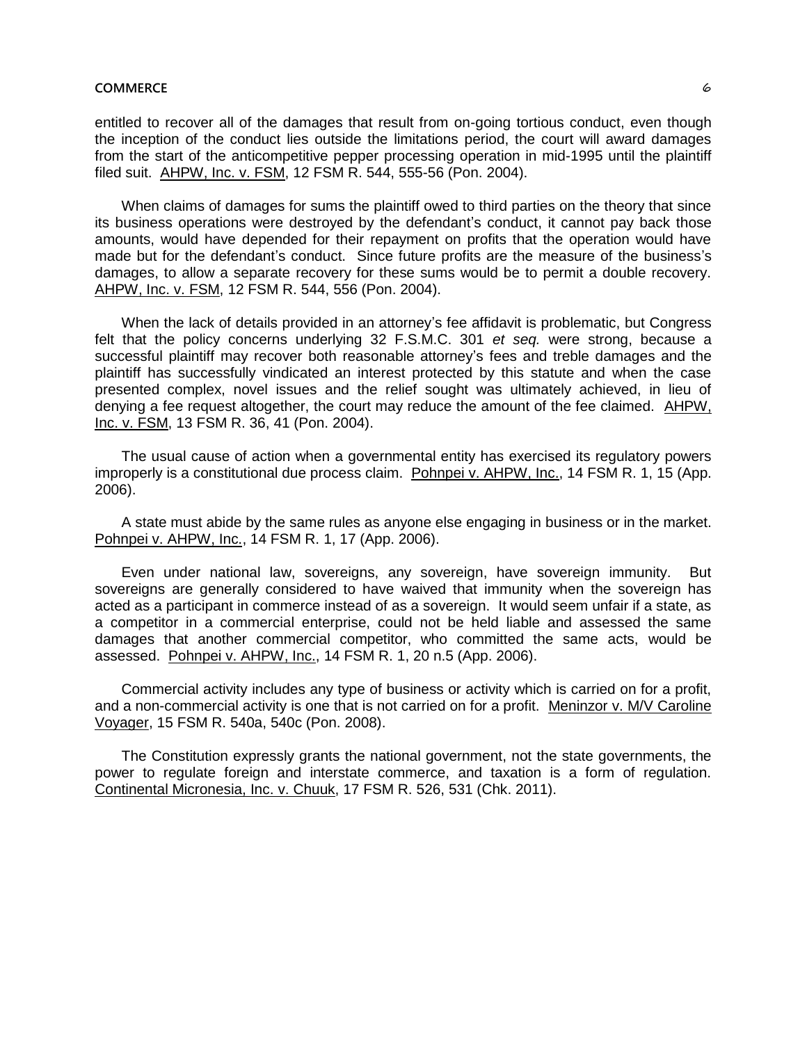entitled to recover all of the damages that result from on-going tortious conduct, even though the inception of the conduct lies outside the limitations period, the court will award damages from the start of the anticompetitive pepper processing operation in mid-1995 until the plaintiff filed suit. AHPW, Inc. v. FSM, 12 FSM R. 544, 555-56 (Pon. 2004).

When claims of damages for sums the plaintiff owed to third parties on the theory that since its business operations were destroyed by the defendant's conduct, it cannot pay back those amounts, would have depended for their repayment on profits that the operation would have made but for the defendant's conduct. Since future profits are the measure of the business's damages, to allow a separate recovery for these sums would be to permit a double recovery. AHPW, Inc. v. FSM, 12 FSM R. 544, 556 (Pon. 2004).

When the lack of details provided in an attorney's fee affidavit is problematic, but Congress felt that the policy concerns underlying 32 F.S.M.C. 301 *et seq.* were strong, because a successful plaintiff may recover both reasonable attorney's fees and treble damages and the plaintiff has successfully vindicated an interest protected by this statute and when the case presented complex, novel issues and the relief sought was ultimately achieved, in lieu of denying a fee request altogether, the court may reduce the amount of the fee claimed. AHPW, Inc. v. FSM, 13 FSM R. 36, 41 (Pon. 2004).

The usual cause of action when a governmental entity has exercised its regulatory powers improperly is a constitutional due process claim. Pohnpei v. AHPW, Inc., 14 FSM R. 1, 15 (App. 2006).

A state must abide by the same rules as anyone else engaging in business or in the market. Pohnpei v. AHPW, Inc., 14 FSM R. 1, 17 (App. 2006).

Even under national law, sovereigns, any sovereign, have sovereign immunity. But sovereigns are generally considered to have waived that immunity when the sovereign has acted as a participant in commerce instead of as a sovereign. It would seem unfair if a state, as a competitor in a commercial enterprise, could not be held liable and assessed the same damages that another commercial competitor, who committed the same acts, would be assessed. Pohnpei v. AHPW, Inc., 14 FSM R. 1, 20 n.5 (App. 2006).

Commercial activity includes any type of business or activity which is carried on for a profit, and a non-commercial activity is one that is not carried on for a profit. Meninzor v. M/V Caroline Voyager, 15 FSM R. 540a, 540c (Pon. 2008).

The Constitution expressly grants the national government, not the state governments, the power to regulate foreign and interstate commerce, and taxation is a form of regulation. Continental Micronesia, Inc. v. Chuuk, 17 FSM R. 526, 531 (Chk. 2011).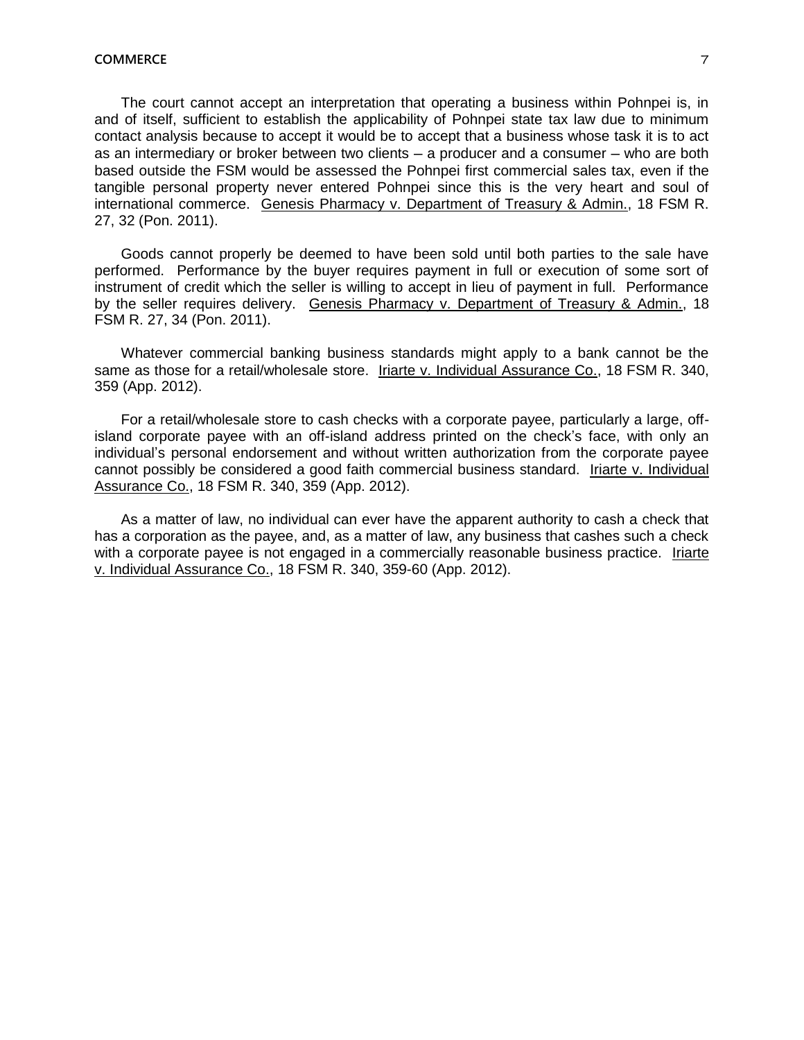The court cannot accept an interpretation that operating a business within Pohnpei is, in and of itself, sufficient to establish the applicability of Pohnpei state tax law due to minimum contact analysis because to accept it would be to accept that a business whose task it is to act as an intermediary or broker between two clients – a producer and a consumer – who are both based outside the FSM would be assessed the Pohnpei first commercial sales tax, even if the tangible personal property never entered Pohnpei since this is the very heart and soul of international commerce. Genesis Pharmacy v. Department of Treasury & Admin., 18 FSM R. 27, 32 (Pon. 2011).

Goods cannot properly be deemed to have been sold until both parties to the sale have performed. Performance by the buyer requires payment in full or execution of some sort of instrument of credit which the seller is willing to accept in lieu of payment in full. Performance by the seller requires delivery. Genesis Pharmacy v. Department of Treasury & Admin., 18 FSM R. 27, 34 (Pon. 2011).

Whatever commercial banking business standards might apply to a bank cannot be the same as those for a retail/wholesale store. Iriarte v. Individual Assurance Co., 18 FSM R. 340, 359 (App. 2012).

For a retail/wholesale store to cash checks with a corporate payee, particularly a large, off-island corporate payee with an off-island address printed on the check's face, with only an individual's personal endorsement and without written authorization from the corporate payee cannot possibly be considered a good faith commercial business standard. Iriarte v. Individual Assurance Co., 18 FSM R. 340, 359 (App. 2012).

As a matter of law, no individual can ever have the apparent authority to cash a check that has a corporation as the payee, and, as a matter of law, any business that cashes such a check with a corporate payee is not engaged in a commercially reasonable business practice. Iriarte v. Individual Assurance Co., 18 FSM R. 340, 359-60 (App. 2012).